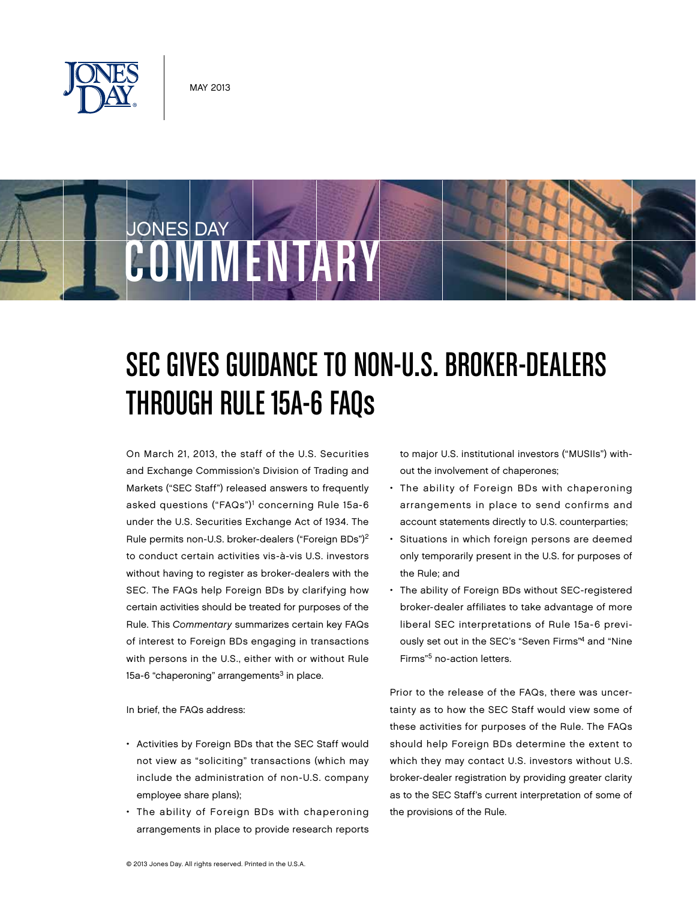MAY 2013

JONES DAY COMMENTARY

# SEC GIVES GUIDANCE TO NON-U.S. BROKER-DEALERS THROUGH RULE 15A-6 FAQs

On March 21, 2013, the staff of the U.S. Securities and Exchange Commission's Division of Trading and Markets ("SEC Staff") released answers to frequently asked questions ("FAQs")[1] concerning Rule 15a-6 under the U.S. Securities Exchange Act of 1934. The Rule permits non-U.S. broker-dealers ("Foreign BDs")[2] to conduct certain activities vis-à-vis U.S. investors without having to register as broker-dealers with the SEC. The FAQs help Foreign BDs by clarifying how certain activities should be treated for purposes of the Rule. This *Commentary* summarizes certain key FAQs of interest to Foreign BDs engaging in transactions with persons in the U.S., either with or without Rule 15a-6 "chaperoning" arrangements[3] in place.

In brief, the FAQs address:

- Activities by Foreign BDs that the SEC Staff would not view as "soliciting" transactions (which may include the administration of non-U.S. company employee share plans);
- The ability of Foreign BDs with chaperoning arrangements in place to provide research reports to major U.S. institutional investors ("MUSIIs") without the involvement of chaperones;
- The ability of Foreign BDs with chaperoning arrangements in place to send confirms and account statements directly to U.S. counterparties;
- Situations in which foreign persons are deemed only temporarily present in the U.S. for purposes of the Rule; and
- The ability of Foreign BDs without SEC-registered broker-dealer affiliates to take advantage of more liberal SEC interpretations of Rule 15a-6 previously set out in the SEC's "Seven Firms"[4] and "Nine Firms"[5] no-action letters.

Prior to the release of the FAQs, there was uncertainty as to how the SEC Staff would view some of these activities for purposes of the Rule. The FAQs should help Foreign BDs determine the extent to which they may contact U.S. investors without U.S. broker-dealer registration by providing greater clarity as to the SEC Staff's current interpretation of some of the provisions of the Rule.

© 2013 Jones Day. All rights reserved. Printed in the U.S.A.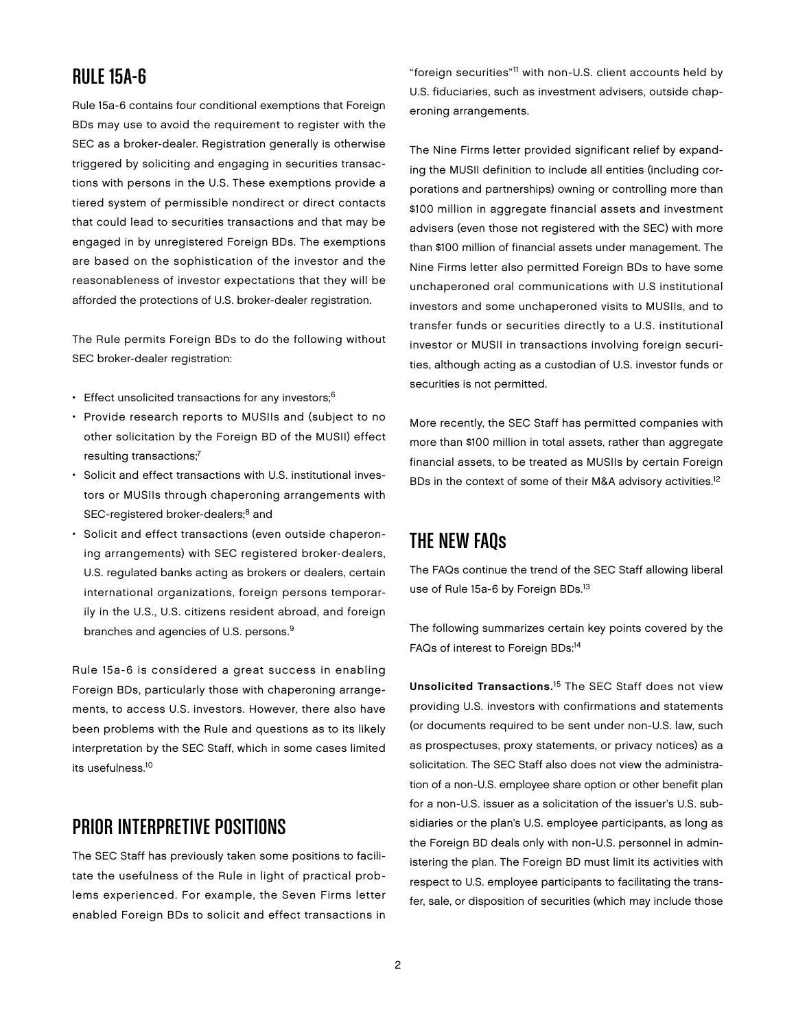## RULE 15A-6

Rule 15a-6 contains four conditional exemptions that Foreign BDs may use to avoid the requirement to register with the SEC as a broker-dealer. Registration generally is otherwise triggered by soliciting and engaging in securities transactions with persons in the U.S. These exemptions provide a tiered system of permissible nondirect or direct contacts that could lead to securities transactions and that may be engaged in by unregistered Foreign BDs. The exemptions are based on the sophistication of the investor and the reasonableness of investor expectations that they will be afforded the protections of U.S. broker-dealer registration.

The Rule permits Foreign BDs to do the following without SEC broker-dealer registration:

- Effect unsolicited transactions for any investors;[6]
- Provide research reports to MUSIIs and (subject to no other solicitation by the Foreign BD of the MUSII) effect resulting transactions;[7]
- Solicit and effect transactions with U.S. institutional investors or MUSIIs through chaperoning arrangements with SEC-registered broker-dealers;[8] and
- Solicit and effect transactions (even outside chaperoning arrangements) with SEC registered broker-dealers, U.S. regulated banks acting as brokers or dealers, certain international organizations, foreign persons temporarily in the U.S., U.S. citizens resident abroad, and foreign branches and agencies of U.S. persons.[9]

Rule 15a-6 is considered a great success in enabling Foreign BDs, particularly those with chaperoning arrangements, to access U.S. investors. However, there also have been problems with the Rule and questions as to its likely interpretation by the SEC Staff, which in some cases limited its usefulness.[10]

## PRIOR INTERPRETIVE POSITIONS

The SEC Staff has previously taken some positions to facilitate the usefulness of the Rule in light of practical problems experienced. For example, the Seven Firms letter enabled Foreign BDs to solicit and effect transactions in "foreign securities"[11] with non-U.S. client accounts held by U.S. fiduciaries, such as investment advisers, outside chaperoning arrangements.

The Nine Firms letter provided significant relief by expanding the MUSII definition to include all entities (including corporations and partnerships) owning or controlling more than $100 million in aggregate financial assets and investment advisers (even those not registered with the SEC) with more than $100 million of financial assets under management. The Nine Firms letter also permitted Foreign BDs to have some unchaperoned oral communications with U.S institutional investors and some unchaperoned visits to MUSIIs, and to transfer funds or securities directly to a U.S. institutional investor or MUSII in transactions involving foreign securities, although acting as a custodian of U.S. investor funds or securities is not permitted.

More recently, the SEC Staff has permitted companies with more than $100 million in total assets, rather than aggregate financial assets, to be treated as MUSIIs by certain Foreign BDs in the context of some of their M&A advisory activities.[12]

## THE NEW FAQs

The FAQs continue the trend of the SEC Staff allowing liberal use of Rule 15a-6 by Foreign BDs.[13]

The following summarizes certain key points covered by the FAQs of interest to Foreign BDs:[14]

**Unsolicited Transactions.**[15] The SEC Staff does not view providing U.S. investors with confirmations and statements (or documents required to be sent under non-U.S. law, such as prospectuses, proxy statements, or privacy notices) as a solicitation. The SEC Staff also does not view the administration of a non-U.S. employee share option or other benefit plan for a non-U.S. issuer as a solicitation of the issuer's U.S. subsidiaries or the plan's U.S. employee participants, as long as the Foreign BD deals only with non-U.S. personnel in administering the plan. The Foreign BD must limit its activities with respect to U.S. employee participants to facilitating the transfer, sale, or disposition of securities (which may include those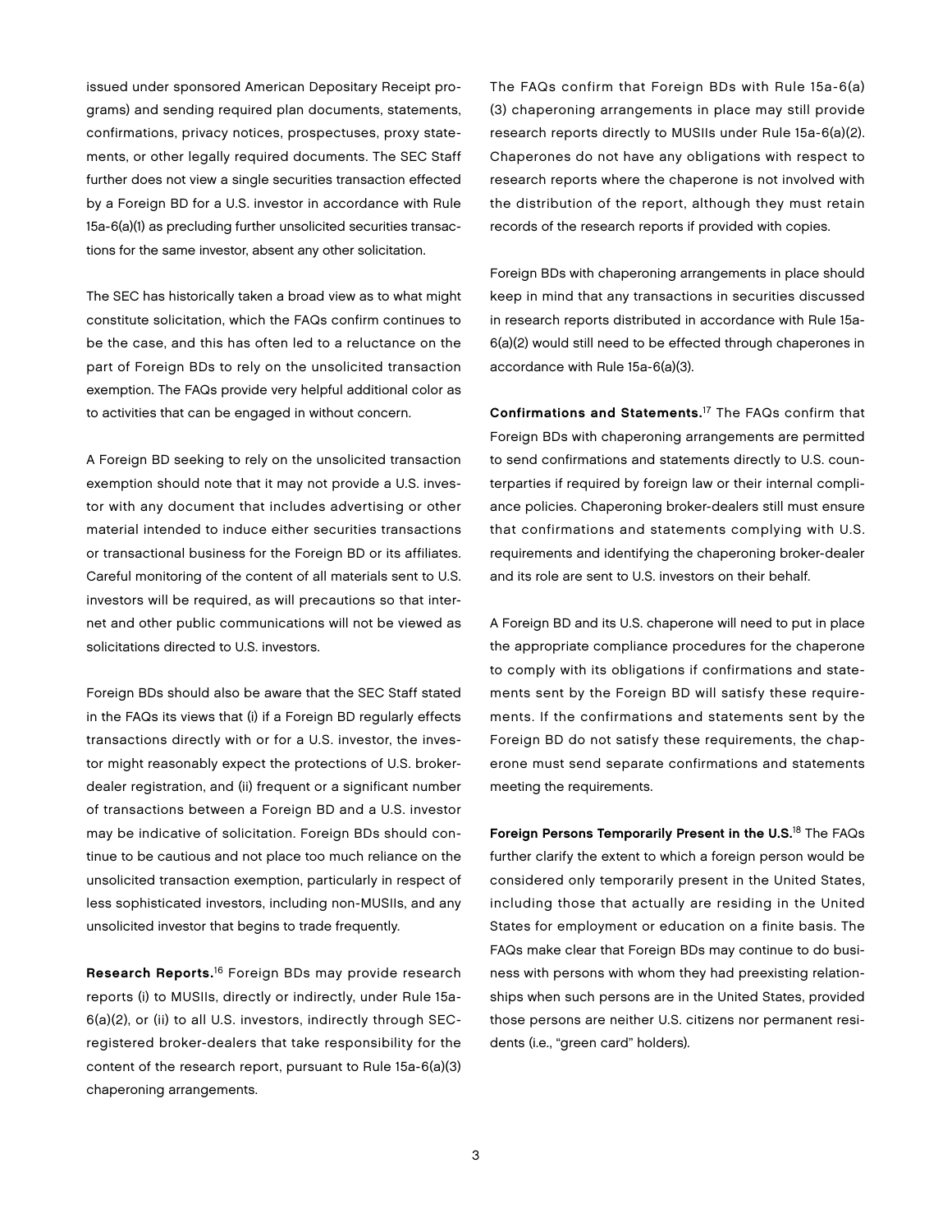issued under sponsored American Depositary Receipt programs) and sending required plan documents, statements, confirmations, privacy notices, prospectuses, proxy statements, or other legally required documents. The SEC Staff further does not view a single securities transaction effected by a Foreign BD for a U.S. investor in accordance with Rule 15a-6(a)(1) as precluding further unsolicited securities transactions for the same investor, absent any other solicitation.

The SEC has historically taken a broad view as to what might constitute solicitation, which the FAQs confirm continues to be the case, and this has often led to a reluctance on the part of Foreign BDs to rely on the unsolicited transaction exemption. The FAQs provide very helpful additional color as to activities that can be engaged in without concern.

A Foreign BD seeking to rely on the unsolicited transaction exemption should note that it may not provide a U.S. investor with any document that includes advertising or other material intended to induce either securities transactions or transactional business for the Foreign BD or its affiliates. Careful monitoring of the content of all materials sent to U.S. investors will be required, as will precautions so that internet and other public communications will not be viewed as solicitations directed to U.S. investors.

Foreign BDs should also be aware that the SEC Staff stated in the FAQs its views that (i) if a Foreign BD regularly effects transactions directly with or for a U.S. investor, the investor might reasonably expect the protections of U.S. broker-dealer registration, and (ii) frequent or a significant number of transactions between a Foreign BD and a U.S. investor may be indicative of solicitation. Foreign BDs should continue to be cautious and not place too much reliance on the unsolicited transaction exemption, particularly in respect of less sophisticated investors, including non-MUSIIs, and any unsolicited investor that begins to trade frequently.

**Research Reports.**[16] Foreign BDs may provide research reports (i) to MUSIIs, directly or indirectly, under Rule 15a-6(a)(2), or (ii) to all U.S. investors, indirectly through SEC-registered broker-dealers that take responsibility for the content of the research report, pursuant to Rule 15a-6(a)(3) chaperoning arrangements.

The FAQs confirm that Foreign BDs with Rule 15a-6(a)(3) chaperoning arrangements in place may still provide research reports directly to MUSIIs under Rule 15a-6(a)(2). Chaperones do not have any obligations with respect to research reports where the chaperone is not involved with the distribution of the report, although they must retain records of the research reports if provided with copies.

Foreign BDs with chaperoning arrangements in place should keep in mind that any transactions in securities discussed in research reports distributed in accordance with Rule 15a-6(a)(2) would still need to be effected through chaperones in accordance with Rule 15a-6(a)(3).

**Confirmations and Statements.**[17] The FAQs confirm that Foreign BDs with chaperoning arrangements are permitted to send confirmations and statements directly to U.S. counterparties if required by foreign law or their internal compliance policies. Chaperoning broker-dealers still must ensure that confirmations and statements complying with U.S. requirements and identifying the chaperoning broker-dealer and its role are sent to U.S. investors on their behalf.

A Foreign BD and its U.S. chaperone will need to put in place the appropriate compliance procedures for the chaperone to comply with its obligations if confirmations and statements sent by the Foreign BD will satisfy these requirements. If the confirmations and statements sent by the Foreign BD do not satisfy these requirements, the chaperone must send separate confirmations and statements meeting the requirements.

**Foreign Persons Temporarily Present in the U.S.**[18] The FAQs further clarify the extent to which a foreign person would be considered only temporarily present in the United States, including those that actually are residing in the United States for employment or education on a finite basis. The FAQs make clear that Foreign BDs may continue to do business with persons with whom they had preexisting relationships when such persons are in the United States, provided those persons are neither U.S. citizens nor permanent residents (i.e., "green card" holders).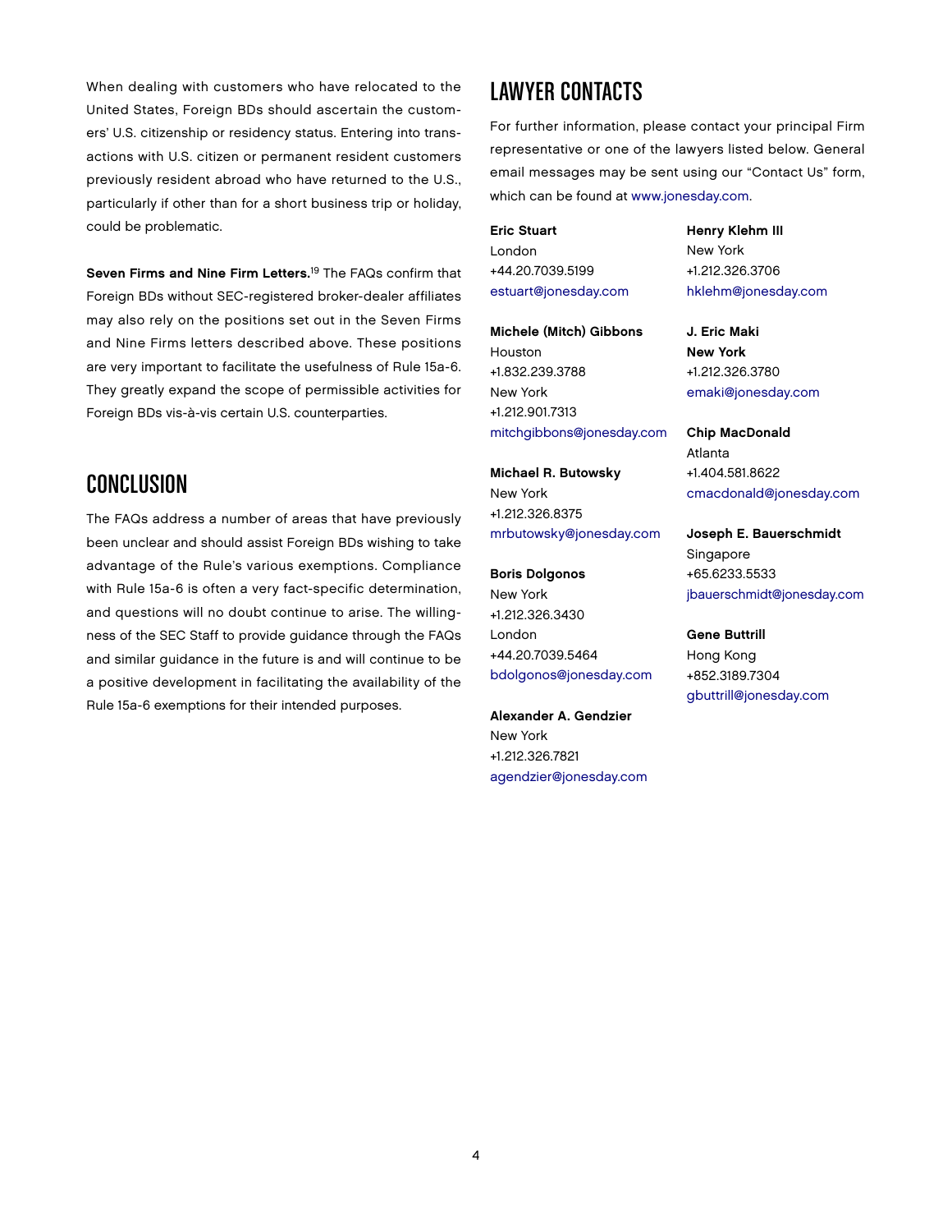When dealing with customers who have relocated to the United States, Foreign BDs should ascertain the customers' U.S. citizenship or residency status. Entering into transactions with U.S. citizen or permanent resident customers previously resident abroad who have returned to the U.S., particularly if other than for a short business trip or holiday, could be problematic.

**Seven Firms and Nine Firm Letters.**[19] The FAQs confirm that Foreign BDs without SEC-registered broker-dealer affiliates may also rely on the positions set out in the Seven Firms and Nine Firms letters described above. These positions are very important to facilitate the usefulness of Rule 15a-6. They greatly expand the scope of permissible activities for Foreign BDs vis-à-vis certain U.S. counterparties.

## CONCLUSION

The FAQs address a number of areas that have previously been unclear and should assist Foreign BDs wishing to take advantage of the Rule's various exemptions. Compliance with Rule 15a-6 is often a very fact-specific determination, and questions will no doubt continue to arise. The willingness of the SEC Staff to provide guidance through the FAQs and similar guidance in the future is and will continue to be a positive development in facilitating the availability of the Rule 15a-6 exemptions for their intended purposes.

## LAWYER CONTACTS

For further information, please contact your principal Firm representative or one of the lawyers listed below. General email messages may be sent using our "Contact Us" form, which can be found at www.jonesday.com.

**Eric Stuart**
London
+44.20.7039.5199
estuart@jonesday.com

**Michele (Mitch) Gibbons**
Houston
+1.832.239.3788
New York
+1.212.901.7313
mitchgibbons@jonesday.com

**Michael R. Butowsky**
New York
+1.212.326.8375
mrbutowsky@jonesday.com

**Boris Dolgonos**
New York
+1.212.326.3430
London
+44.20.7039.5464
bdolgonos@jonesday.com

**Alexander A. Gendzier**
New York
+1.212.326.7821
agendzier@jonesday.com

**Henry Klehm III**
New York
+1.212.326.3706
hklehm@jonesday.com

**J. Eric Maki**
**New York**
+1.212.326.3780
emaki@jonesday.com

**Chip MacDonald**
Atlanta
+1.404.581.8622
cmacdonald@jonesday.com

**Joseph E. Bauerschmidt**
Singapore
+65.6233.5533
jbauerschmidt@jonesday.com

**Gene Buttrill**
Hong Kong
+852.3189.7304
gbuttrill@jonesday.com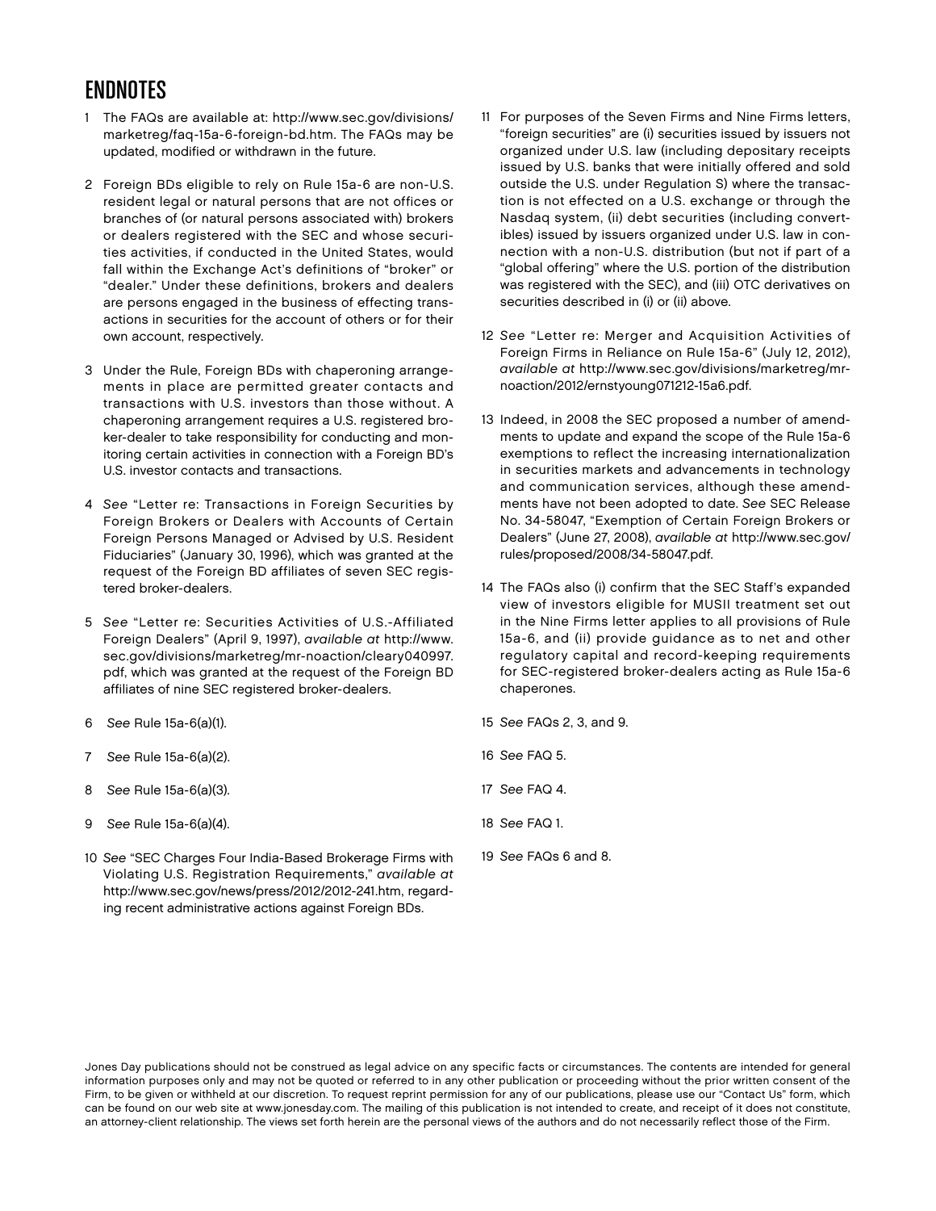# ENDNOTES

1. The FAQs are available at: http://www.sec.gov/divisions/marketreg/faq-15a-6-foreign-bd.htm. The FAQs may be updated, modified or withdrawn in the future.

2. Foreign BDs eligible to rely on Rule 15a-6 are non-U.S. resident legal or natural persons that are not offices or branches of (or natural persons associated with) brokers or dealers registered with the SEC and whose securities activities, if conducted in the United States, would fall within the Exchange Act's definitions of "broker" or "dealer." Under these definitions, brokers and dealers are persons engaged in the business of effecting transactions in securities for the account of others or for their own account, respectively.

3. Under the Rule, Foreign BDs with chaperoning arrangements in place are permitted greater contacts and transactions with U.S. investors than those without. A chaperoning arrangement requires a U.S. registered broker-dealer to take responsibility for conducting and monitoring certain activities in connection with a Foreign BD's U.S. investor contacts and transactions.

4. *See* "Letter re: Transactions in Foreign Securities by Foreign Brokers or Dealers with Accounts of Certain Foreign Persons Managed or Advised by U.S. Resident Fiduciaries" (January 30, 1996), which was granted at the request of the Foreign BD affiliates of seven SEC registered broker-dealers.

5. *See* "Letter re: Securities Activities of U.S.-Affiliated Foreign Dealers" (April 9, 1997), *available at* http://www.sec.gov/divisions/marketreg/mr-noaction/cleary040997.pdf, which was granted at the request of the Foreign BD affiliates of nine SEC registered broker-dealers.

6. *See* Rule 15a-6(a)(1).

7. *See* Rule 15a-6(a)(2).

8. *See* Rule 15a-6(a)(3).

9. *See* Rule 15a-6(a)(4).

10. *See* "SEC Charges Four India-Based Brokerage Firms with Violating U.S. Registration Requirements," *available at* http://www.sec.gov/news/press/2012/2012-241.htm, regarding recent administrative actions against Foreign BDs.

11. For purposes of the Seven Firms and Nine Firms letters, "foreign securities" are (i) securities issued by issuers not organized under U.S. law (including depositary receipts issued by U.S. banks that were initially offered and sold outside the U.S. under Regulation S) where the transaction is not effected on a U.S. exchange or through the Nasdaq system, (ii) debt securities (including convertibles) issued by issuers organized under U.S. law in connection with a non-U.S. distribution (but not if part of a "global offering" where the U.S. portion of the distribution was registered with the SEC), and (iii) OTC derivatives on securities described in (i) or (ii) above.

12. *See* "Letter re: Merger and Acquisition Activities of Foreign Firms in Reliance on Rule 15a-6" (July 12, 2012), *available at* http://www.sec.gov/divisions/marketreg/mr-noaction/2012/ernstyoung071212-15a6.pdf.

13. Indeed, in 2008 the SEC proposed a number of amendments to update and expand the scope of the Rule 15a-6 exemptions to reflect the increasing internationalization in securities markets and advancements in technology and communication services, although these amendments have not been adopted to date. *See* SEC Release No. 34-58047, "Exemption of Certain Foreign Brokers or Dealers" (June 27, 2008), *available at* http://www.sec.gov/rules/proposed/2008/34-58047.pdf.

14. The FAQs also (i) confirm that the SEC Staff's expanded view of investors eligible for MUSII treatment set out in the Nine Firms letter applies to all provisions of Rule 15a-6, and (ii) provide guidance as to net and other regulatory capital and record-keeping requirements for SEC-registered broker-dealers acting as Rule 15a-6 chaperones.

15. *See* FAQs 2, 3, and 9.

16. *See* FAQ 5.

17. *See* FAQ 4.

18. *See* FAQ 1.

19. *See* FAQs 6 and 8.

Jones Day publications should not be construed as legal advice on any specific facts or circumstances. The contents are intended for general information purposes only and may not be quoted or referred to in any other publication or proceeding without the prior written consent of the Firm, to be given or withheld at our discretion. To request reprint permission for any of our publications, please use our "Contact Us" form, which can be found on our web site at www.jonesday.com. The mailing of this publication is not intended to create, and receipt of it does not constitute, an attorney-client relationship. The views set forth herein are the personal views of the authors and do not necessarily reflect those of the Firm.